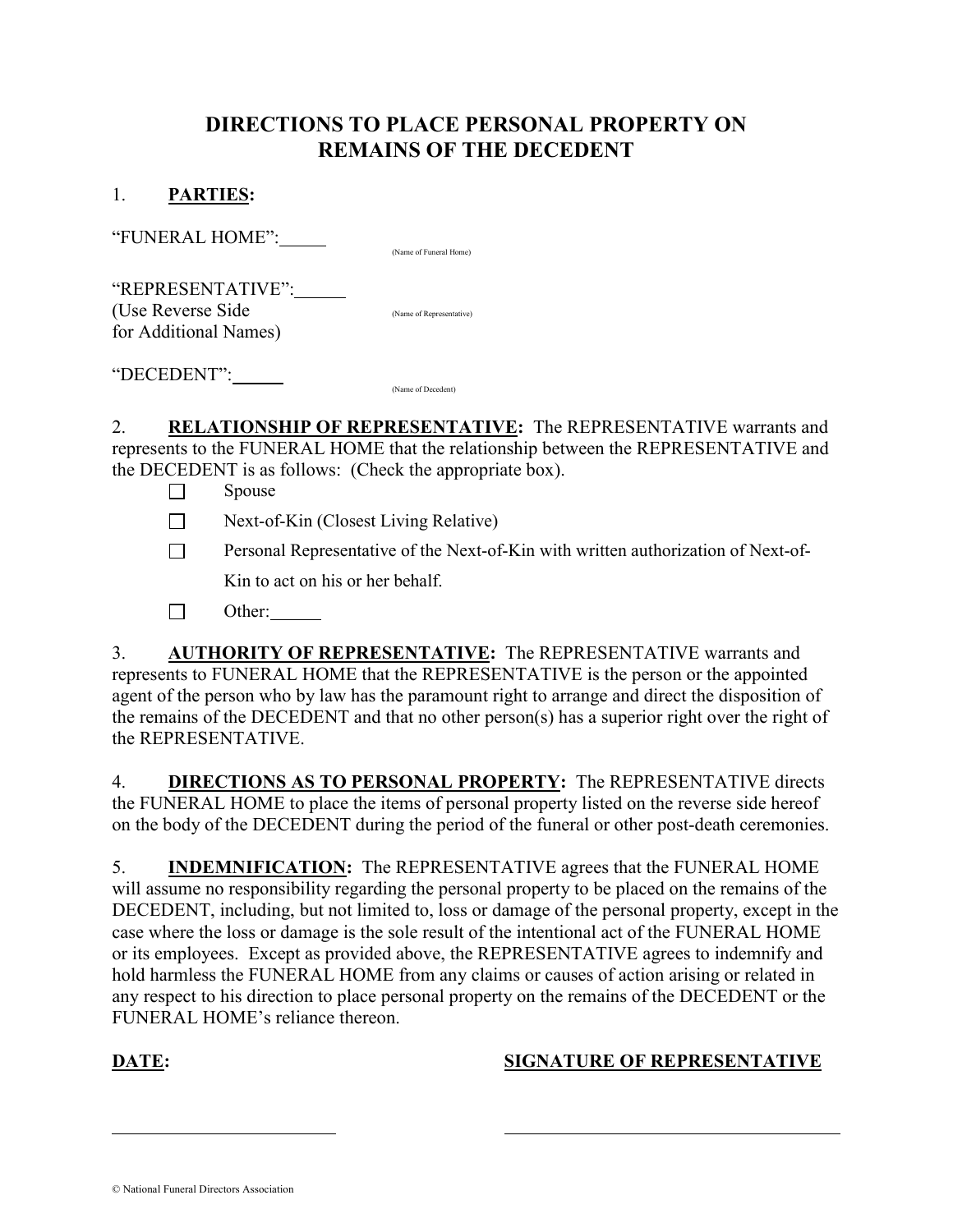# DIRECTIONS TO PLACE PERSONAL PROPERTY ON REMAINS OF THE DECEDENT

1. **PARTIES:**

"FUNERAL HOME":_____ (Name of Funeral Home)

"REPRESENTATIVE":_____ (Name of Representative)
(Use Reverse Side for Additional Names)

"DECEDENT":_____ (Name of Decedent)

2. **RELATIONSHIP OF REPRESENTATIVE:** The REPRESENTATIVE warrants and represents to the FUNERAL HOME that the relationship between the REPRESENTATIVE and the DECEDENT is as follows: (Check the appropriate box).

- ☐ Spouse
- ☐ Next-of-Kin (Closest Living Relative)
- ☐ Personal Representative of the Next-of-Kin with written authorization of Next-of-Kin to act on his or her behalf.
- ☐ Other:_____

3. **AUTHORITY OF REPRESENTATIVE:** The REPRESENTATIVE warrants and represents to FUNERAL HOME that the REPRESENTATIVE is the person or the appointed agent of the person who by law has the paramount right to arrange and direct the disposition of the remains of the DECEDENT and that no other person(s) has a superior right over the right of the REPRESENTATIVE.

4. **DIRECTIONS AS TO PERSONAL PROPERTY:** The REPRESENTATIVE directs the FUNERAL HOME to place the items of personal property listed on the reverse side hereof on the body of the DECEDENT during the period of the funeral or other post-death ceremonies.

5. **INDEMNIFICATION:** The REPRESENTATIVE agrees that the FUNERAL HOME will assume no responsibility regarding the personal property to be placed on the remains of the DECEDENT, including, but not limited to, loss or damage of the personal property, except in the case where the loss or damage is the sole result of the intentional act of the FUNERAL HOME or its employees. Except as provided above, the REPRESENTATIVE agrees to indemnify and hold harmless the FUNERAL HOME from any claims or causes of action arising or related in any respect to his direction to place personal property on the remains of the DECEDENT or the FUNERAL HOME's reliance thereon.

**DATE:** ______________________ **SIGNATURE OF REPRESENTATIVE** ______________________

© National Funeral Directors Association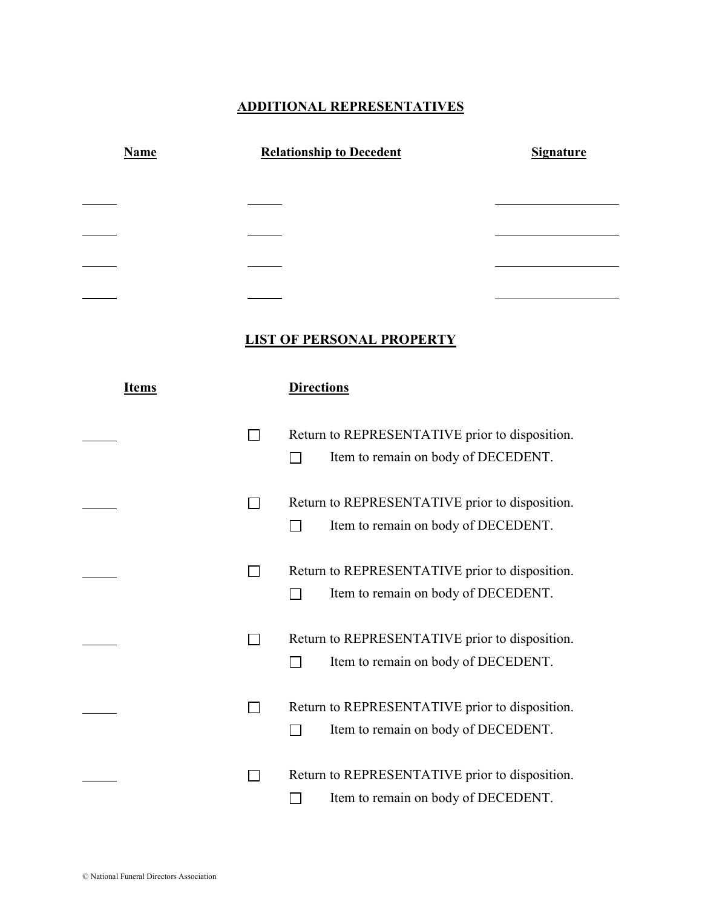## ADDITIONAL REPRESENTATIVES

| Name | Relationship to Decedent | Signature |
|---|---|---|
| ______ | ______ | ____________________ |
| ______ | ______ | ____________________ |
| ______ | ______ | ____________________ |
| ______ | ______ | ____________________ |

## LIST OF PERSONAL PROPERTY

| Items | Directions |
|---|---|
| ______ | ☐ Return to REPRESENTATIVE prior to disposition.<br>☐ Item to remain on body of DECEDENT. |
| ______ | ☐ Return to REPRESENTATIVE prior to disposition.<br>☐ Item to remain on body of DECEDENT. |
| ______ | ☐ Return to REPRESENTATIVE prior to disposition.<br>☐ Item to remain on body of DECEDENT. |
| ______ | ☐ Return to REPRESENTATIVE prior to disposition.<br>☐ Item to remain on body of DECEDENT. |
| ______ | ☐ Return to REPRESENTATIVE prior to disposition.<br>☐ Item to remain on body of DECEDENT. |
| ______ | ☐ Return to REPRESENTATIVE prior to disposition.<br>☐ Item to remain on body of DECEDENT. |

© National Funeral Directors Association